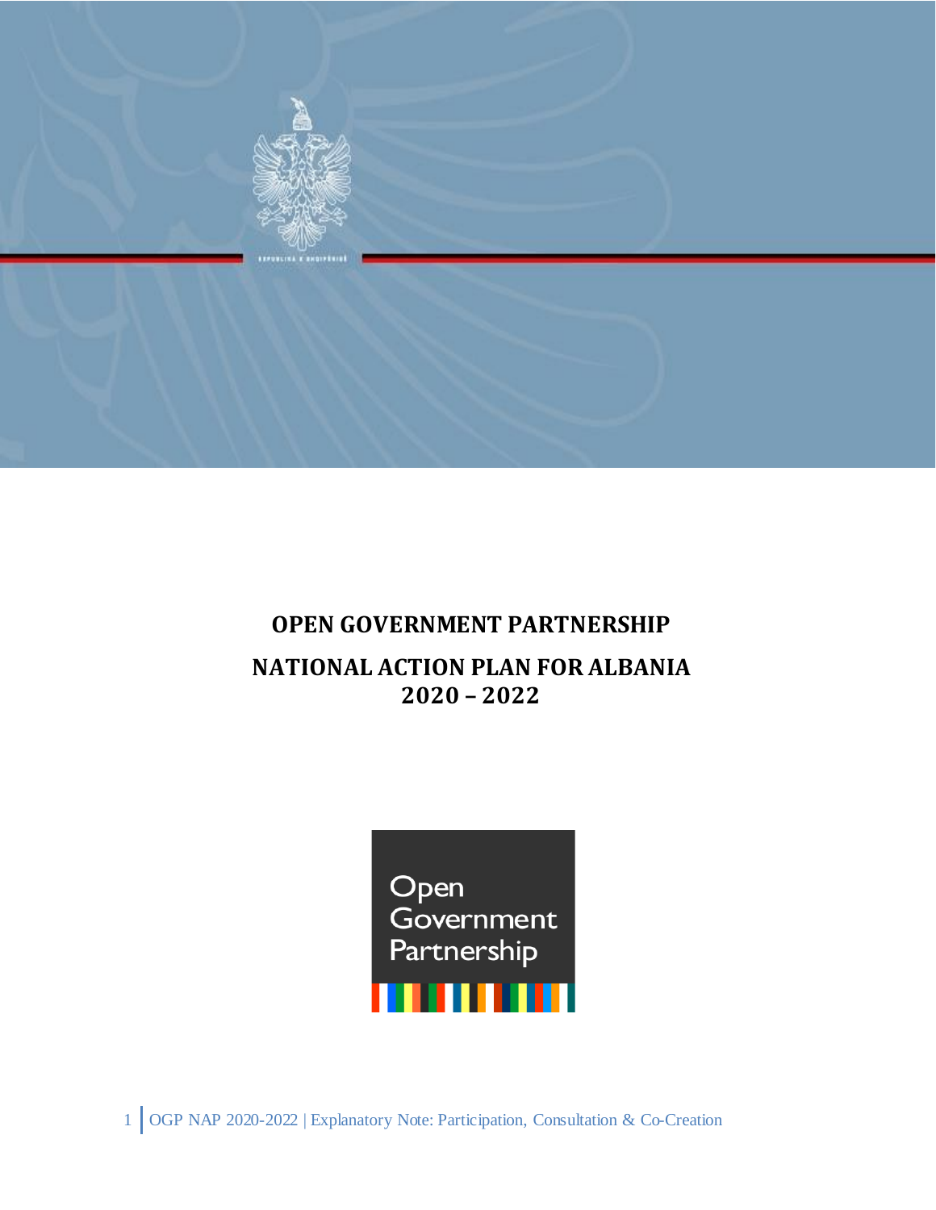# OPEN GOVERNMENT PARTNERSHIP

## NATIONAL ACTION PLAN FOR ALBANIA 2020 – 2022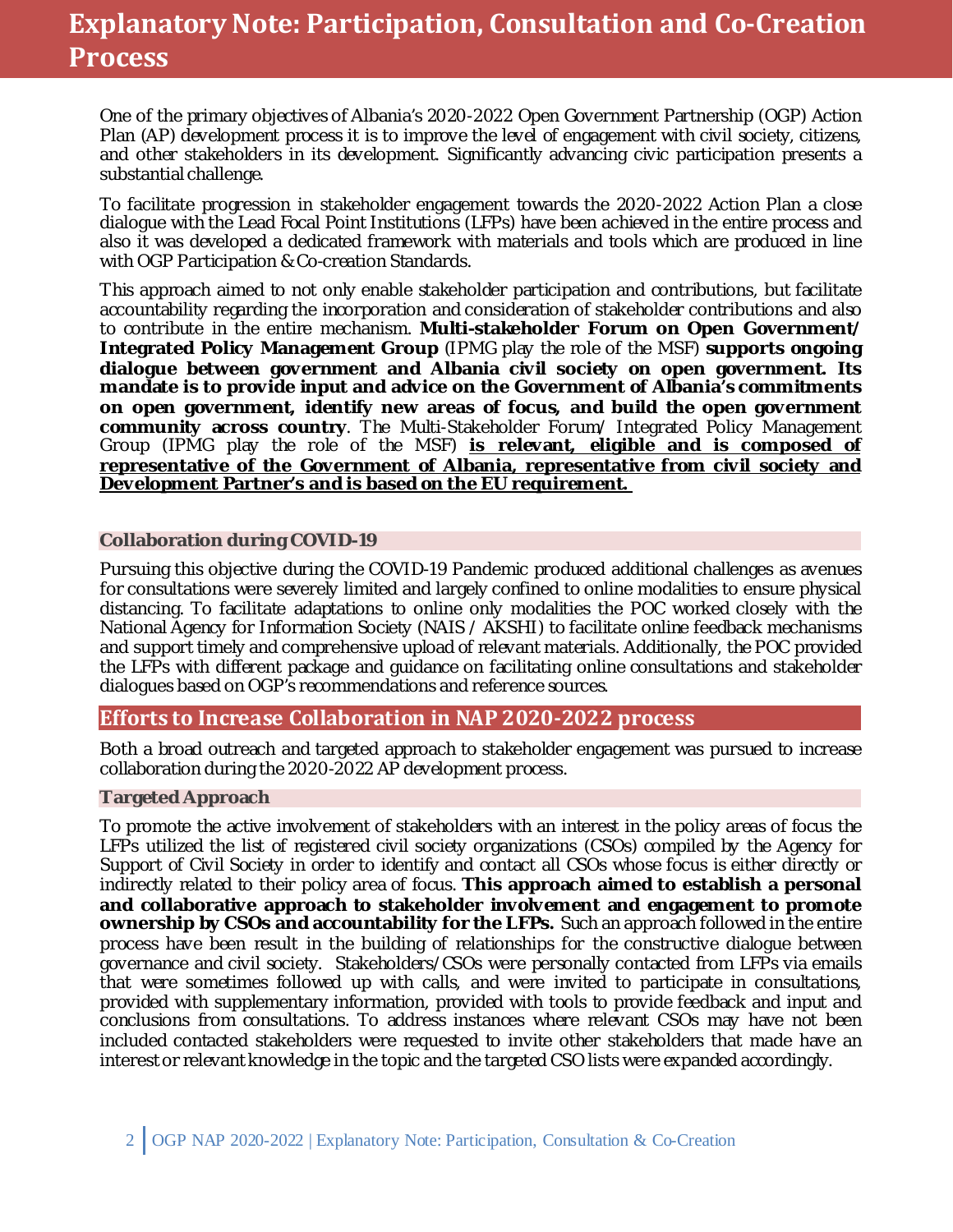# Explanatory Note: Participation, Consultation and Co-Creation Process

One of the primary objectives of Albania's 2020-2022 Open Government Partnership (OGP) Action Plan (AP) development process it is to improve the level of engagement with civil society, citizens, and other stakeholders in its development. Significantly advancing civic participation presents a substantial challenge.

To facilitate progression in stakeholder engagement towards the 2020-2022 Action Plan a close dialogue with the Lead Focal Point Institutions (LFPs) have been achieved in the entire process and also it was developed a dedicated framework with materials and tools which are produced in line with OGP Participation & Co-creation Standards.

This approach aimed to not only enable stakeholder participation and contributions, but facilitate accountability regarding the incorporation and consideration of stakeholder contributions and also to contribute in the entire mechanism. **Multi-stakeholder Forum on Open Government/ Integrated Policy Management Group** (IPMG play the role of the MSF) **supports ongoing dialogue between government and Albania civil society on open government. Its mandate is to provide input and advice on the Government of Albania's commitments on open government, identify new areas of focus, and build the open government community across country**. The Multi-Stakeholder Forum/ Integrated Policy Management Group (IPMG play the role of the MSF) **is relevant, eligible and is composed of representative of the Government of Albania, representative from civil society and Development Partner's and is based on the EU requirement.**

### Collaboration during COVID-19

Pursuing this objective during the COVID-19 Pandemic produced additional challenges as avenues for consultations were severely limited and largely confined to online modalities to ensure physical distancing. To facilitate adaptations to online only modalities the POC worked closely with the National Agency for Information Society (NAIS / AKSHI) to facilitate online feedback mechanisms and support timely and comprehensive upload of relevant materials. Additionally, the POC provided the LFPs with different package and guidance on facilitating online consultations and stakeholder dialogues based on OGP's recommendations and reference sources.

## Efforts to Increase Collaboration in NAP 2020-2022 process

Both a broad outreach and targeted approach to stakeholder engagement was pursued to increase collaboration during the 2020-2022 AP development process.

### Targeted Approach

To promote the active involvement of stakeholders with an interest in the policy areas of focus the LFPs utilized the list of registered civil society organizations (CSOs) compiled by the Agency for Support of Civil Society in order to identify and contact all CSOs whose focus is either directly or indirectly related to their policy area of focus. **This approach aimed to establish a personal and collaborative approach to stakeholder involvement and engagement to promote ownership by CSOs and accountability for the LFPs.** Such an approach followed in the entire process have been result in the building of relationships for the constructive dialogue between governance and civil society. Stakeholders/CSOs were personally contacted from LFPs via emails that were sometimes followed up with calls, and were invited to participate in consultations, provided with supplementary information, provided with tools to provide feedback and input and conclusions from consultations. To address instances where relevant CSOs may have not been included contacted stakeholders were requested to invite other stakeholders that made have an interest or relevant knowledge in the topic and the targeted CSO lists were expanded accordingly.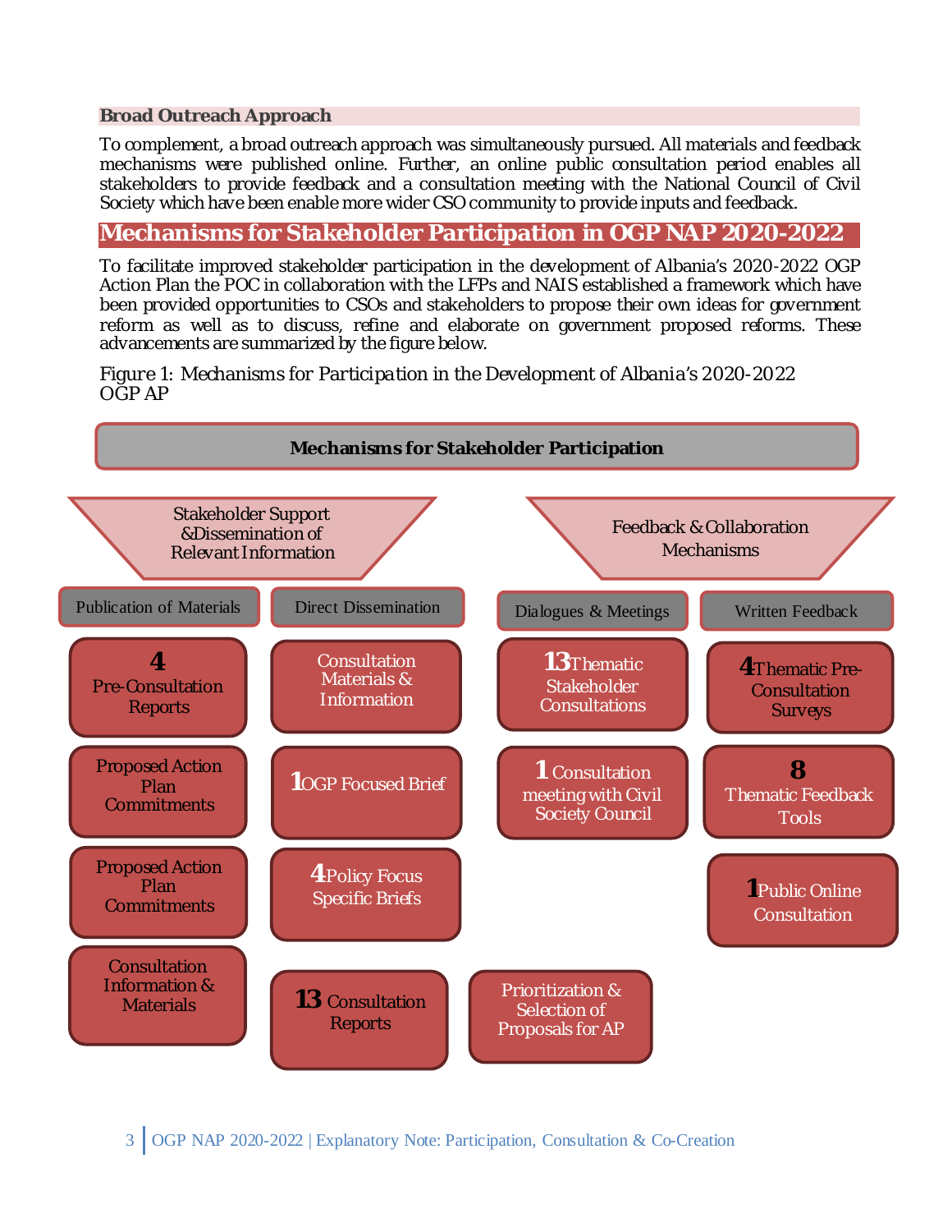### Broad Outreach Approach

To complement, a broad outreach approach was simultaneously pursued. All materials and feedback mechanisms were published online. Further, an online public consultation period enables all stakeholders to provide feedback and a consultation meeting with the National Council of Civil Society which have been enable more wider CSO community to provide inputs and feedback.

## Mechanisms for Stakeholder Participation in OGP NAP 2020-2022

To facilitate improved stakeholder participation in the development of Albania's 2020-2022 OGP Action Plan the POC in collaboration with the LFPs and NAIS established a framework which have been provided opportunities to CSOs and stakeholders to propose their own ideas for government reform as well as to discuss, refine and elaborate on government proposed reforms. These advancements are summarized by the figure below.

*Figure 1: Mechanisms for Participation in the Development of Albania's 2020-2022 OGP AP*

**Mechanisms for Stakeholder Participation**

**Stakeholder Support &Dissemination of Relevant Information**

- Publication of Materials
  - **4** Pre-Consultation Reports
  - Proposed Action Plan Commitments
  - Proposed Action Plan Commitments
  - Consultation Information & Materials
- Direct Dissemination
  - Consultation Materials & Information
  - **1** OGP Focused Brief
  - **4** Policy Focus Specific Briefs
  - **13** Consultation Reports

**Feedback & Collaboration Mechanisms**

- Dialogues & Meetings
  - **13** Thematic Stakeholder Consultations
  - **1** Consultation meeting with Civil Society Council
- Written Feedback
  - **4** Thematic Pre-Consultation Surveys
  - **8** Thematic Feedback Tools
  - **1** Public Online Consultation

Prioritization & Selection of Proposals for AP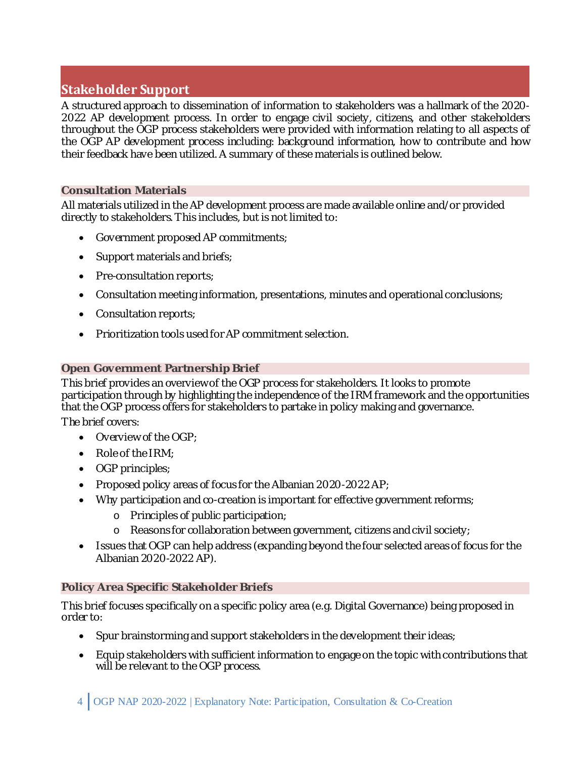## Stakeholder Support

A structured approach to dissemination of information to stakeholders was a hallmark of the 2020-2022 AP development process. In order to engage civil society, citizens, and other stakeholders throughout the OGP process stakeholders were provided with information relating to all aspects of the OGP AP development process including: background information, how to contribute and how their feedback have been utilized. A summary of these materials is outlined below.

### Consultation Materials

All materials utilized in the AP development process are made available online and/or provided directly to stakeholders. This includes, but is not limited to:

- Government proposed AP commitments;
- Support materials and briefs;
- Pre-consultation reports;
- Consultation meeting information, presentations, minutes and operational conclusions;
- Consultation reports;
- Prioritization tools used for AP commitment selection.

### Open Government Partnership Brief

This brief provides an overview of the OGP process for stakeholders. It looks to promote participation through by highlighting the independence of the IRM framework and the opportunities that the OGP process offers for stakeholders to partake in policy making and governance.

The brief covers:

- Overview of the OGP;
- Role of the IRM;
- OGP principles;
- Proposed policy areas of focus for the Albanian 2020-2022 AP;
- Why participation and co-creation is important for effective government reforms;
  - Principles of public participation;
  - Reasons for collaboration between government, citizens and civil society;
- Issues that OGP can help address (expanding beyond the four selected areas of focus for the Albanian 2020-2022 AP).

### Policy Area Specific Stakeholder Briefs

This brief focuses specifically on a specific policy area (e.g. Digital Governance) being proposed in order to:

- Spur brainstorming and support stakeholders in the development their ideas;
- Equip stakeholders with sufficient information to engage on the topic with contributions that will be relevant to the OGP process.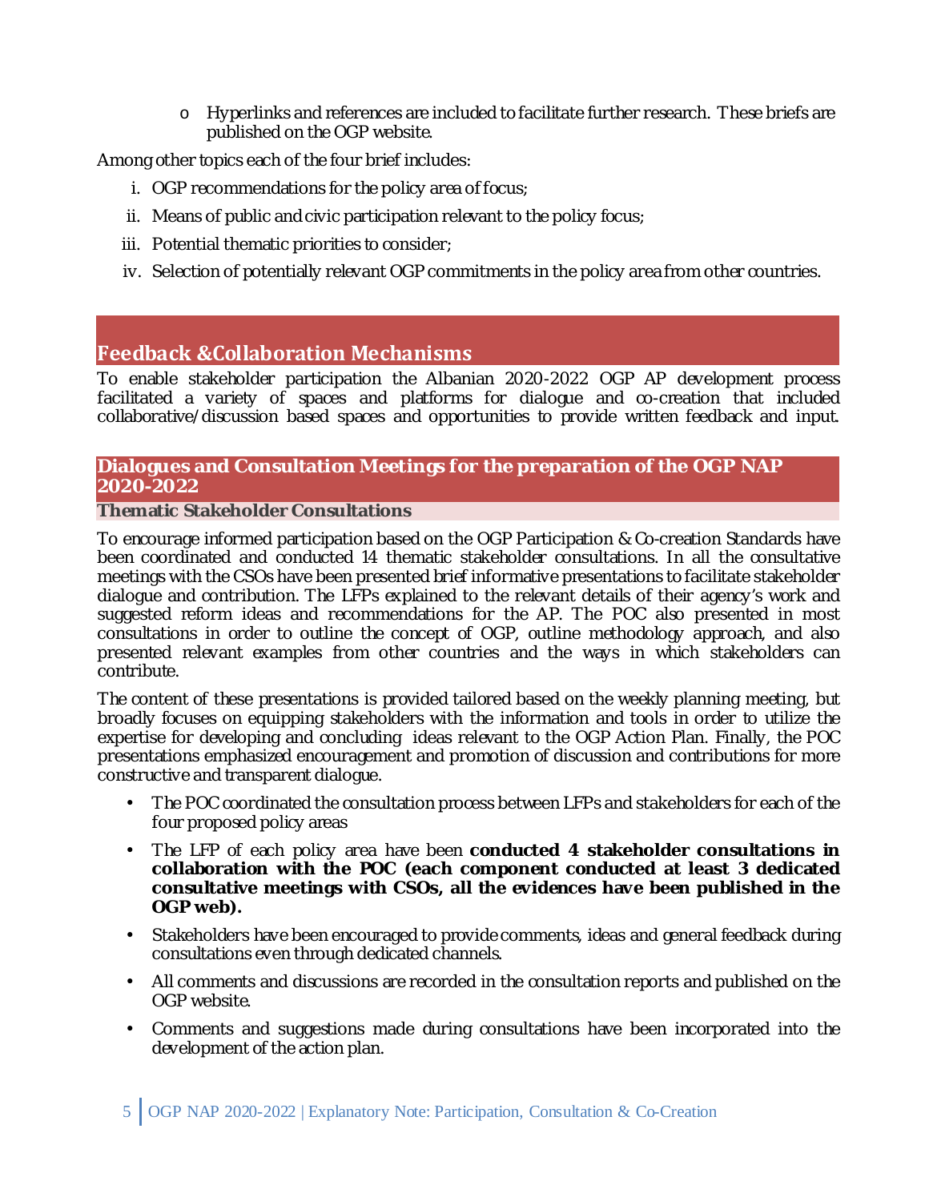- Hyperlinks and references are included to facilitate further research. These briefs are published on the OGP website.

Among other topics each of the four brief includes:

i. OGP recommendations for the policy area of focus;
ii. Means of public and civic participation relevant to the policy focus;
iii. Potential thematic priorities to consider;
iv. Selection of potentially relevant OGP commitments in the policy area from other countries.

## Feedback &Collaboration Mechanisms

To enable stakeholder participation the Albanian 2020-2022 OGP AP development process facilitated a variety of spaces and platforms for dialogue and co-creation that included collaborative/discussion based spaces and opportunities to provide written feedback and input.

### Dialogues and Consultation Meetings for the preparation of the OGP NAP 2020-2022

#### Thematic Stakeholder Consultations

To encourage informed participation based on the OGP Participation & Co-creation Standards have been coordinated and conducted 14 thematic stakeholder consultations. In all the consultative meetings with the CSOs have been presented brief informative presentations to facilitate stakeholder dialogue and contribution. The LFPs explained to the relevant details of their agency's work and suggested reform ideas and recommendations for the AP. The POC also presented in most consultations in order to outline the concept of OGP, outline methodology approach, and also presented relevant examples from other countries and the ways in which stakeholders can contribute.

The content of these presentations is provided tailored based on the weekly planning meeting, but broadly focuses on equipping stakeholders with the information and tools in order to utilize the expertise for developing and concluding ideas relevant to the OGP Action Plan. Finally, the POC presentations emphasized encouragement and promotion of discussion and contributions for more constructive and transparent dialogue.

- The POC coordinated the consultation process between LFPs and stakeholders for each of the four proposed policy areas
- The LFP of each policy area have been **conducted 4 stakeholder consultations in collaboration with the POC (each component conducted at least 3 dedicated consultative meetings with CSOs, all the evidences have been published in the OGP web).**
- Stakeholders have been encouraged to provide comments, ideas and general feedback during consultations even through dedicated channels.
- All comments and discussions are recorded in the consultation reports and published on the OGP website.
- Comments and suggestions made during consultations have been incorporated into the development of the action plan.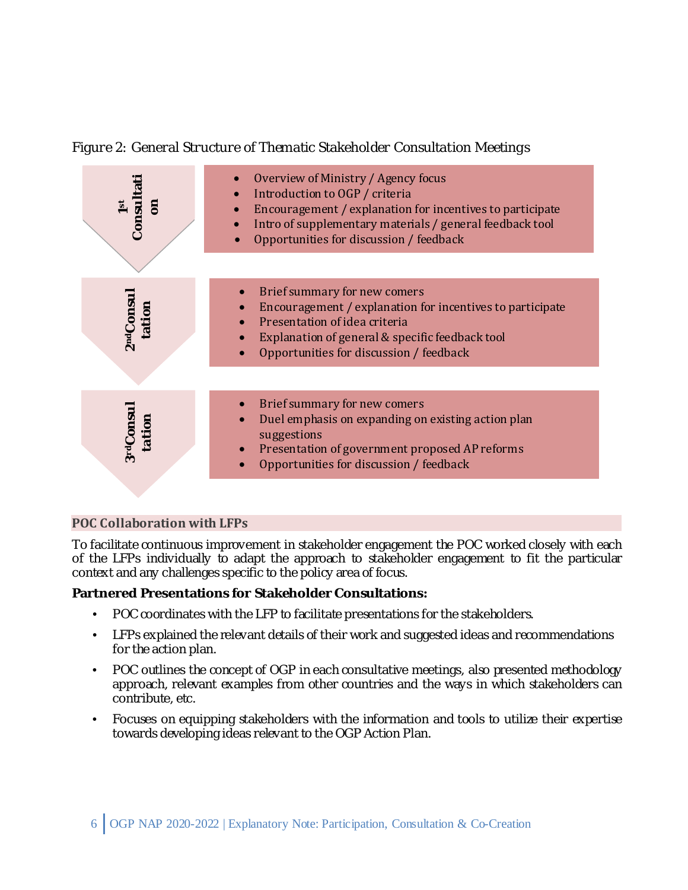*Figure 2: General Structure of Thematic Stakeholder Consultation Meetings*

**1st Consultation**

- Overview of Ministry / Agency focus
- Introduction to OGP / criteria
- Encouragement / explanation for incentives to participate
- Intro of supplementary materials / general feedback tool
- Opportunities for discussion / feedback

**2nd Consultation**

- Brief summary for new comers
- Encouragement / explanation for incentives to participate
- Presentation of idea criteria
- Explanation of general & specific feedback tool
- Opportunities for discussion / feedback

**3rd Consultation**

- Brief summary for new comers
- Duel emphasis on expanding on existing action plan suggestions
- Presentation of government proposed AP reforms
- Opportunities for discussion / feedback

### POC Collaboration with LFPs

To facilitate continuous improvement in stakeholder engagement the POC worked closely with each of the LFPs individually to adapt the approach to stakeholder engagement to fit the particular context and any challenges specific to the policy area of focus.

**Partnered Presentations for Stakeholder Consultations:**

- POC coordinates with the LFP to facilitate presentations for the stakeholders.
- LFPs explained the relevant details of their work and suggested ideas and recommendations for the action plan.
- POC outlines the concept of OGP in each consultative meetings, also presented methodology approach, relevant examples from other countries and the ways in which stakeholders can contribute, etc.
- Focuses on equipping stakeholders with the information and tools to utilize their expertise towards developing ideas relevant to the OGP Action Plan.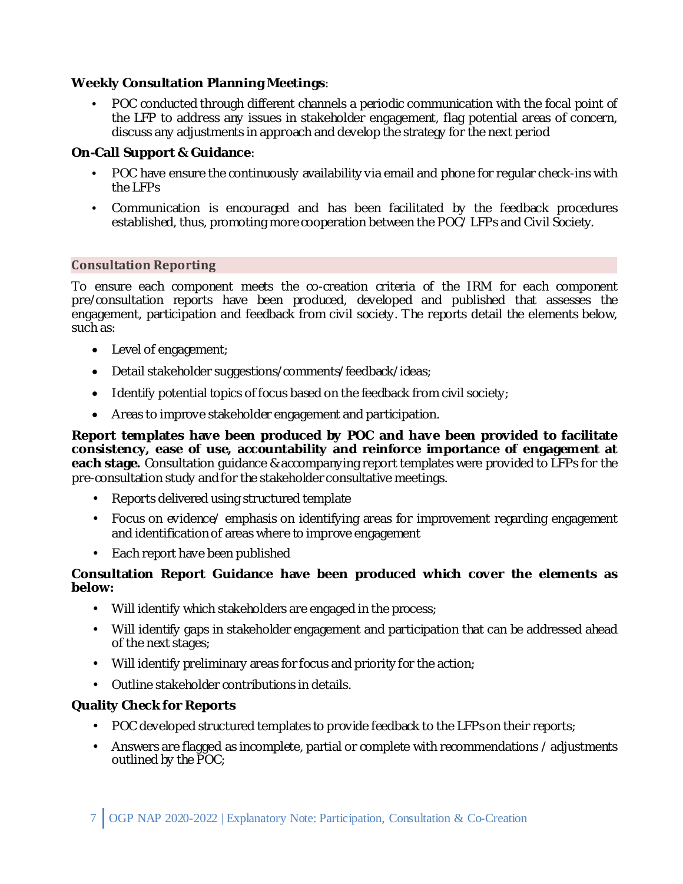**Weekly Consultation Planning Meetings**:

- POC conducted through different channels a periodic communication with the focal point of the LFP to address any issues in stakeholder engagement, flag potential areas of concern, discuss any adjustments in approach and develop the strategy for the next period

**On-Call Support & Guidance**:

- POC have ensure the continuously availability via email and phone for regular check-ins with the LFPs
- Communication is encouraged and has been facilitated by the feedback procedures established, thus, promoting more cooperation between the POC/ LFPs and Civil Society.

## Consultation Reporting

To ensure each component meets the co-creation criteria of the IRM for each component pre/consultation reports have been produced, developed and published that assesses the engagement, participation and feedback from civil society. The reports detail the elements below, such as:

- Level of engagement;
- Detail stakeholder suggestions/comments/feedback/ideas;
- Identify potential topics of focus based on the feedback from civil society;
- Areas to improve stakeholder engagement and participation.

**Report templates have been produced by POC and have been provided to facilitate consistency, ease of use, accountability and reinforce importance of engagement at each stage.** Consultation guidance & accompanying report templates were provided to LFPs for the pre-consultation study and for the stakeholder consultative meetings.

- Reports delivered using structured template
- Focus on evidence/ emphasis on identifying areas for improvement regarding engagement and identification of areas where to improve engagement
- Each report have been published

**Consultation Report Guidance have been produced which cover the elements as below:**

- Will identify which stakeholders are engaged in the process;
- Will identify gaps in stakeholder engagement and participation that can be addressed ahead of the next stages;
- Will identify preliminary areas for focus and priority for the action;
- Outline stakeholder contributions in details.

**Quality Check for Reports**

- POC developed structured templates to provide feedback to the LFPs on their reports;
- Answers are flagged as incomplete, partial or complete with recommendations / adjustments outlined by the POC;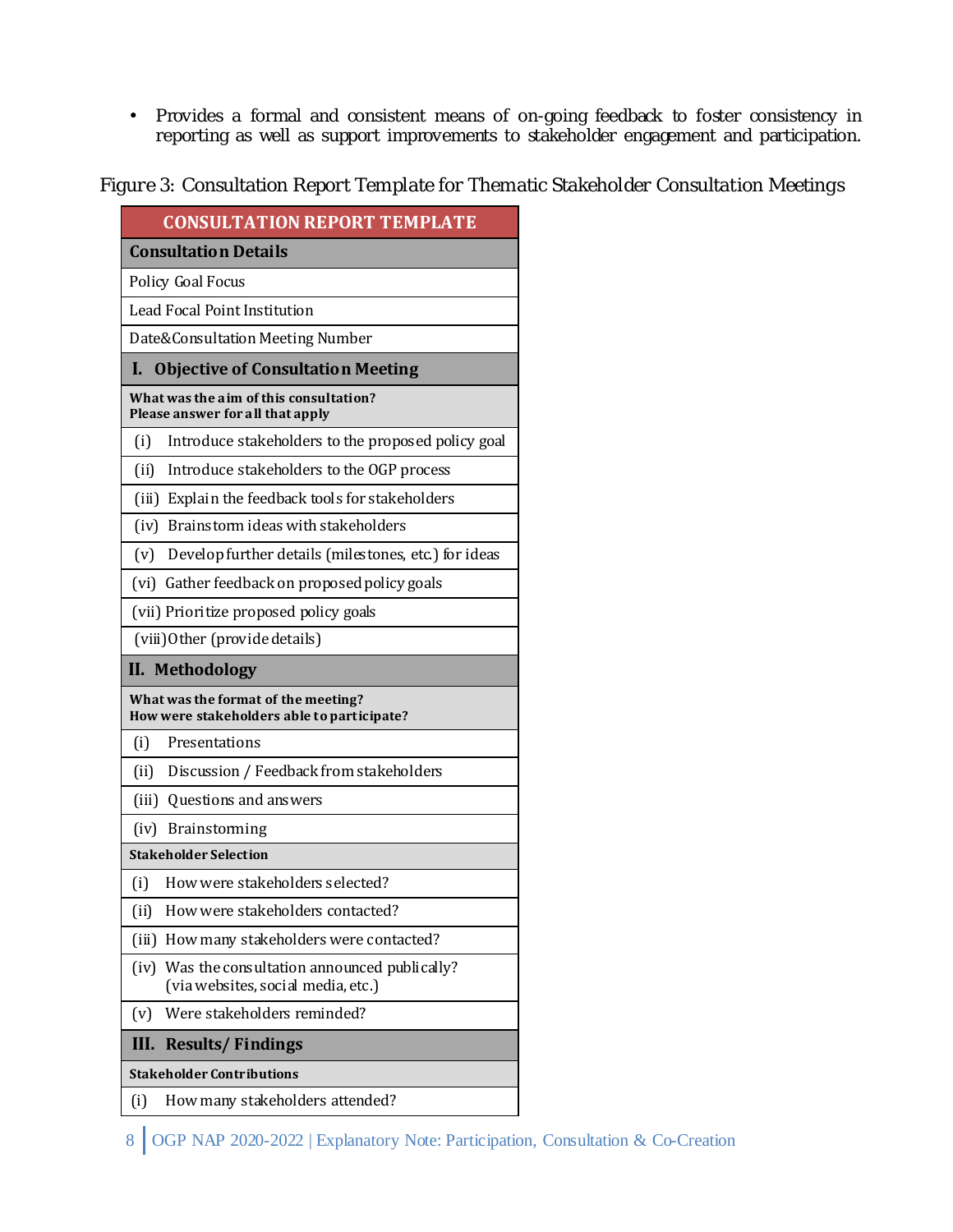- Provides a formal and consistent means of on-going feedback to foster consistency in reporting as well as support improvements to stakeholder engagement and participation.

Figure 3: Consultation Report Template for Thematic Stakeholder Consultation Meetings

| CONSULTATION REPORT TEMPLATE |
|---|
| **Consultation Details** |
| Policy Goal Focus |
| Lead Focal Point Institution |
| Date&Consultation Meeting Number |
| **I. Objective of Consultation Meeting** |
| **What was the aim of this consultation? Please answer for all that apply** |
| (i) Introduce stakeholders to the proposed policy goal |
| (ii) Introduce stakeholders to the OGP process |
| (iii) Explain the feedback tools for stakeholders |
| (iv) Brainstorm ideas with stakeholders |
| (v) Develop further details (milestones, etc.) for ideas |
| (vi) Gather feedback on proposed policy goals |
| (vii) Prioritize proposed policy goals |
| (viii) Other (provide details) |
| **II. Methodology** |
| **What was the format of the meeting? How were stakeholders able to participate?** |
| (i) Presentations |
| (ii) Discussion / Feedback from stakeholders |
| (iii) Questions and answers |
| (iv) Brainstorming |
| **Stakeholder Selection** |
| (i) How were stakeholders selected? |
| (ii) How were stakeholders contacted? |
| (iii) How many stakeholders were contacted? |
| (iv) Was the consultation announced publically? (via websites, social media, etc.) |
| (v) Were stakeholders reminded? |
| **III. Results/ Findings** |
| **Stakeholder Contributions** |
| (i) How many stakeholders attended? |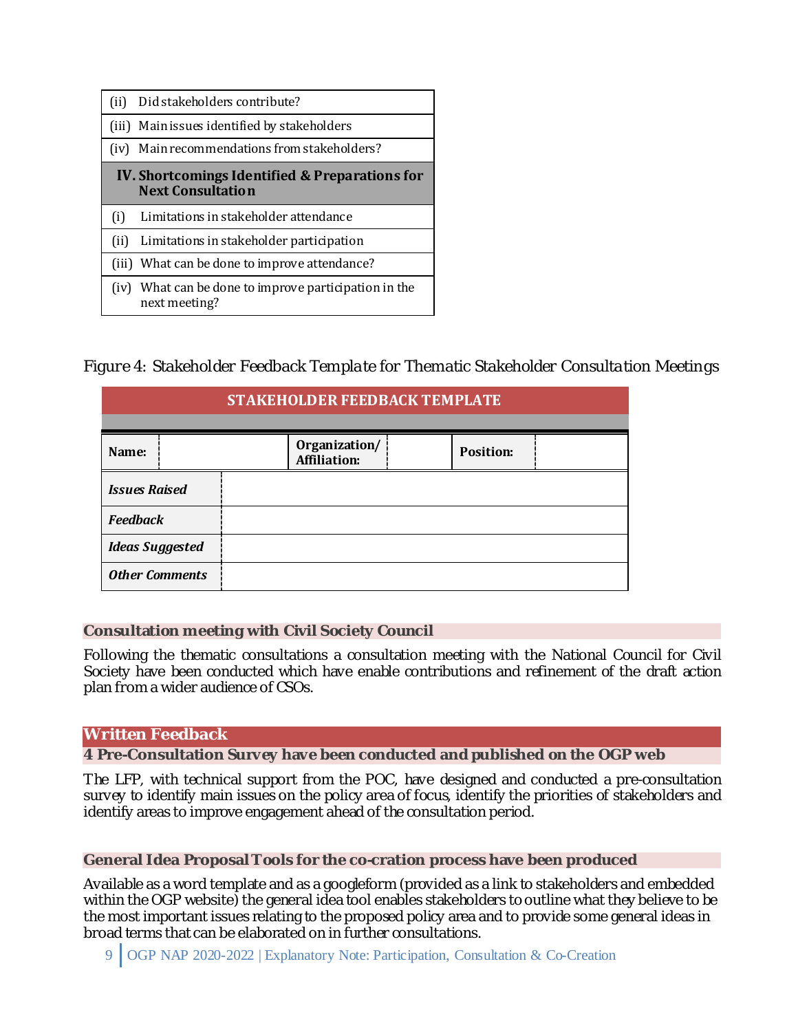| | |
|---|---|
| (ii) | Did stakeholders contribute? |
| (iii) | Main issues identified by stakeholders |
| (iv) | Main recommendations from stakeholders? |
| **IV. Shortcomings Identified & Preparations for Next Consultation** | |
| (i) | Limitations in stakeholder attendance |
| (ii) | Limitations in stakeholder participation |
| (iii) | What can be done to improve attendance? |
| (iv) | What can be done to improve participation in the next meeting? |

*Figure 4: Stakeholder Feedback Template for Thematic Stakeholder Consultation Meetings*

| **STAKEHOLDER FEEDBACK TEMPLATE** | | | | | |
|---|---|---|---|---|---|
| **Name:** | | **Organization/ Affiliation:** | | **Position:** | |
| ***Issues Raised*** | | | | | |
| ***Feedback*** | | | | | |
| ***Ideas Suggested*** | | | | | |
| ***Other Comments*** | | | | | |

### Consultation meeting with Civil Society Council

Following the thematic consultations a consultation meeting with the National Council for Civil Society have been conducted which have enable contributions and refinement of the draft action plan from a wider audience of CSOs.

## Written Feedback

### 4 Pre-Consultation Survey have been conducted and published on the OGP web

The LFP, with technical support from the POC, have designed and conducted a pre-consultation survey to identify main issues on the policy area of focus, identify the priorities of stakeholders and identify areas to improve engagement ahead of the consultation period.

### General Idea Proposal Tools for the co-cration process have been produced

Available as a word template and as a googleform (provided as a link to stakeholders and embedded within the OGP website) the general idea tool enables stakeholders to outline what they believe to be the most important issues relating to the proposed policy area and to provide some general ideas in broad terms that can be elaborated on in further consultations.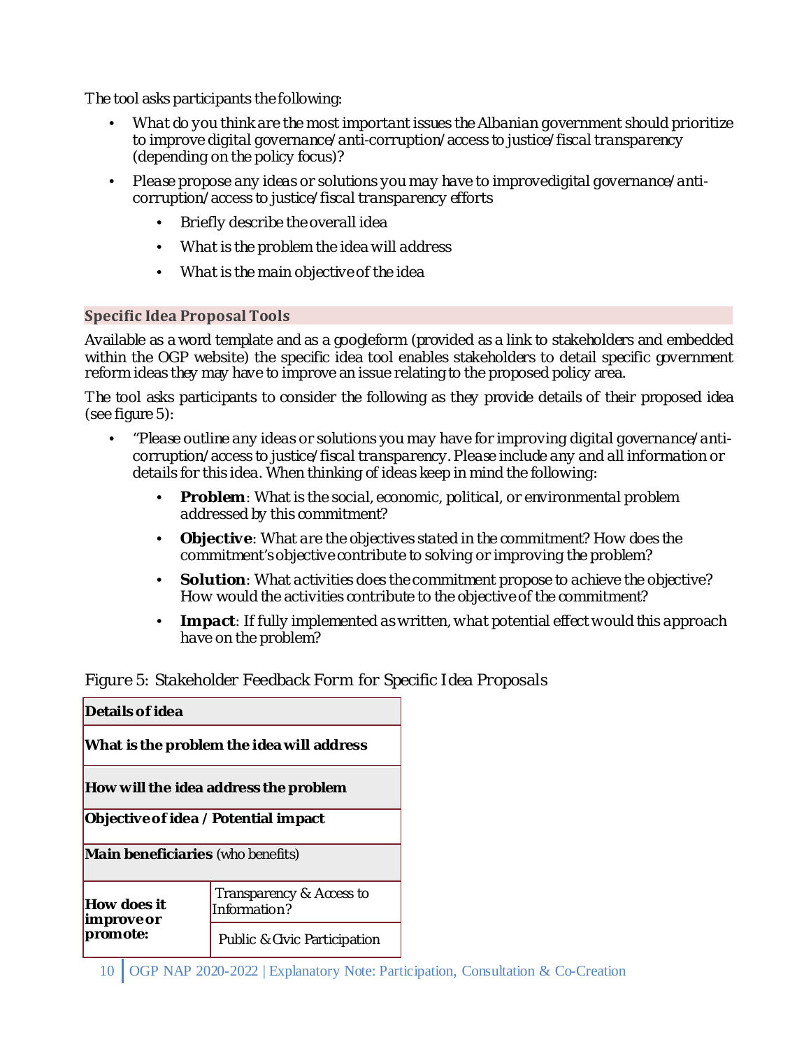The tool asks participants the following:

- *What do you think are the most important issues the Albanian government should prioritize to improve digital governance/anti-corruption/access to justice/fiscal transparency (depending on the policy focus)?*
- *Please propose any ideas or solutions you may have to improvedigital governance/anti-corruption/access to justice/fiscal transparency efforts*
  - *Briefly describe the overall idea*
  - *What is the problem the idea will address*
  - *What is the main objective of the idea*

## Specific Idea Proposal Tools

Available as a word template and as a googleform (provided as a link to stakeholders and embedded within the OGP website) the specific idea tool enables stakeholders to detail specific government reform ideas they may have to improve an issue relating to the proposed policy area.

The tool asks participants to consider the following as they provide details of their proposed idea (see figure 5):

- *"Please outline any ideas or solutions you may have for improving digital governance/anti-corruption/access to justice/fiscal transparency. Please include any and all information or details for this idea. When thinking of ideas keep in mind the following:*
  - ***Problem**: What is the social, economic, political, or environmental problem addressed by this commitment?*
  - ***Objective**: What are the objectives stated in the commitment? How does the commitment's objective contribute to solving or improving the problem?*
  - ***Solution**: What activities does the commitment propose to achieve the objective? How would the activities contribute to the objective of the commitment?*
  - ***Impact**: If fully implemented as written, what potential effect would this approach have on the problem?*

*Figure 5: Stakeholder Feedback Form for Specific Idea Proposals*

| **Details of idea** | |
|---|---|
| **What is the problem the idea will address** | |
| **How will the idea address the problem** | |
| **Objective of idea / Potential impact** | |
| **Main beneficiaries** (who benefits) | |
| **How does it improve or promote:** | Transparency & Access to Information? |
| | Public & Civic Participation |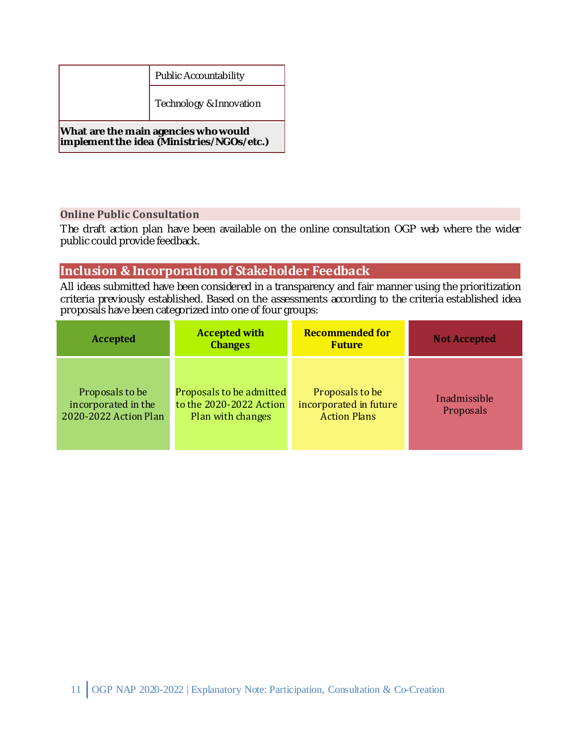| | |
|---|---|
| | Public Accountability |
| | Technology & Innovation |
| **What are the main agencies who would implement the idea (Ministries/NGOs/etc.)** | |

### Online Public Consultation

The draft action plan have been available on the online consultation OGP web where the wider public could provide feedback.

## Inclusion & Incorporation of Stakeholder Feedback

All ideas submitted have been considered in a transparency and fair manner using the prioritization criteria previously established. Based on the assessments according to the criteria established idea proposals have been categorized into one of four groups:

| Accepted | Accepted with Changes | Recommended for Future | Not Accepted |
|---|---|---|---|
| Proposals to be incorporated in the 2020-2022 Action Plan | Proposals to be admitted to the 2020-2022 Action Plan with changes | Proposals to be incorporated in future Action Plans | Inadmissible Proposals |